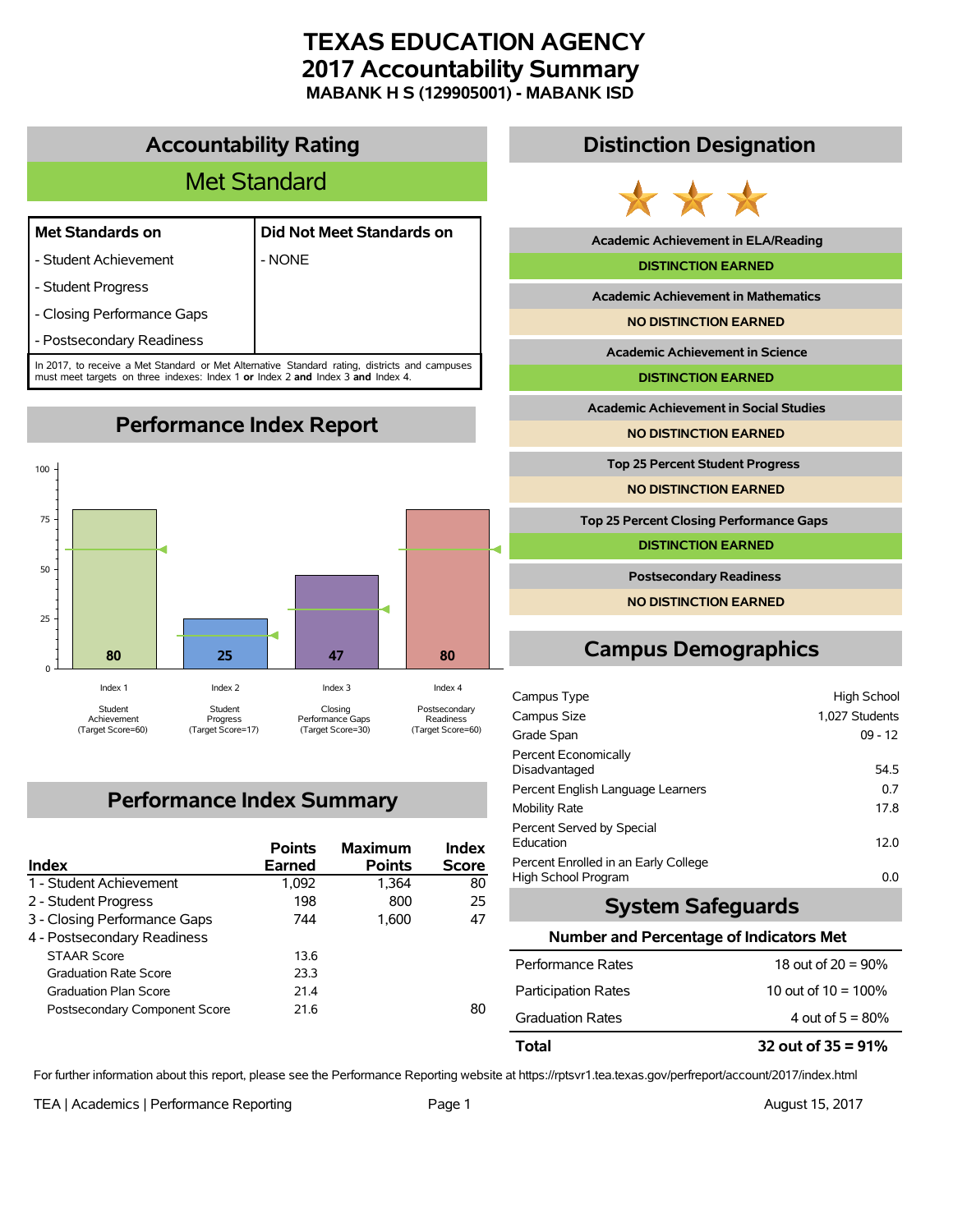# TEXAS EDUCATION AGENCY
# 2017 Accountability Summary
### MABANK H S (129905001) - MABANK ISD

## Accountability Rating

**Met Standard**

| Met Standards on | Did Not Meet Standards on |
|---|---|
| - Student Achievement | - NONE |
| - Student Progress | |
| - Closing Performance Gaps | |
| - Postsecondary Readiness | |

In 2017, to receive a Met Standard or Met Alternative Standard rating, districts and campuses must meet targets on three indexes: Index 1 **or** Index 2 **and** Index 3 **and** Index 4.

## Performance Index Report

| Index | Score | Target Score |
|---|---|---|
| Index 1 – Student Achievement | 80 | 60 |
| Index 2 – Student Progress | 25 | 17 |
| Index 3 – Closing Performance Gaps | 47 | 30 |
| Index 4 – Postsecondary Readiness | 80 | 60 |

## Performance Index Summary

| Index | Points Earned | Maximum Points | Index Score |
|---|---|---|---|
| 1 - Student Achievement | 1,092 | 1,364 | 80 |
| 2 - Student Progress | 198 | 800 | 25 |
| 3 - Closing Performance Gaps | 744 | 1,600 | 47 |
| 4 - Postsecondary Readiness | | | |
| STAAR Score | 13.6 | | |
| Graduation Rate Score | 23.3 | | |
| Graduation Plan Score | 21.4 | | |
| Postsecondary Component Score | 21.6 | | 80 |

## Distinction Designation

| Distinction | Status |
|---|---|
| Academic Achievement in ELA/Reading | DISTINCTION EARNED |
| Academic Achievement in Mathematics | NO DISTINCTION EARNED |
| Academic Achievement in Science | DISTINCTION EARNED |
| Academic Achievement in Social Studies | NO DISTINCTION EARNED |
| Top 25 Percent Student Progress | NO DISTINCTION EARNED |
| Top 25 Percent Closing Performance Gaps | DISTINCTION EARNED |
| Postsecondary Readiness | NO DISTINCTION EARNED |

## Campus Demographics

| | |
|---|---|
| Campus Type | High School |
| Campus Size | 1,027 Students |
| Grade Span | 09 - 12 |
| Percent Economically Disadvantaged | 54.5 |
| Percent English Language Learners | 0.7 |
| Mobility Rate | 17.8 |
| Percent Served by Special Education | 12.0 |
| Percent Enrolled in an Early College High School Program | 0.0 |

## System Safeguards

**Number and Percentage of Indicators Met**

| | |
|---|---|
| Performance Rates | 18 out of 20 = 90% |
| Participation Rates | 10 out of 10 = 100% |
| Graduation Rates | 4 out of 5 = 80% |
| **Total** | **32 out of 35 = 91%** |

For further information about this report, please see the Performance Reporting website at https://rptsvr1.tea.texas.gov/perfreport/account/2017/index.html

TEA | Academics | Performance Reporting — August 15, 2017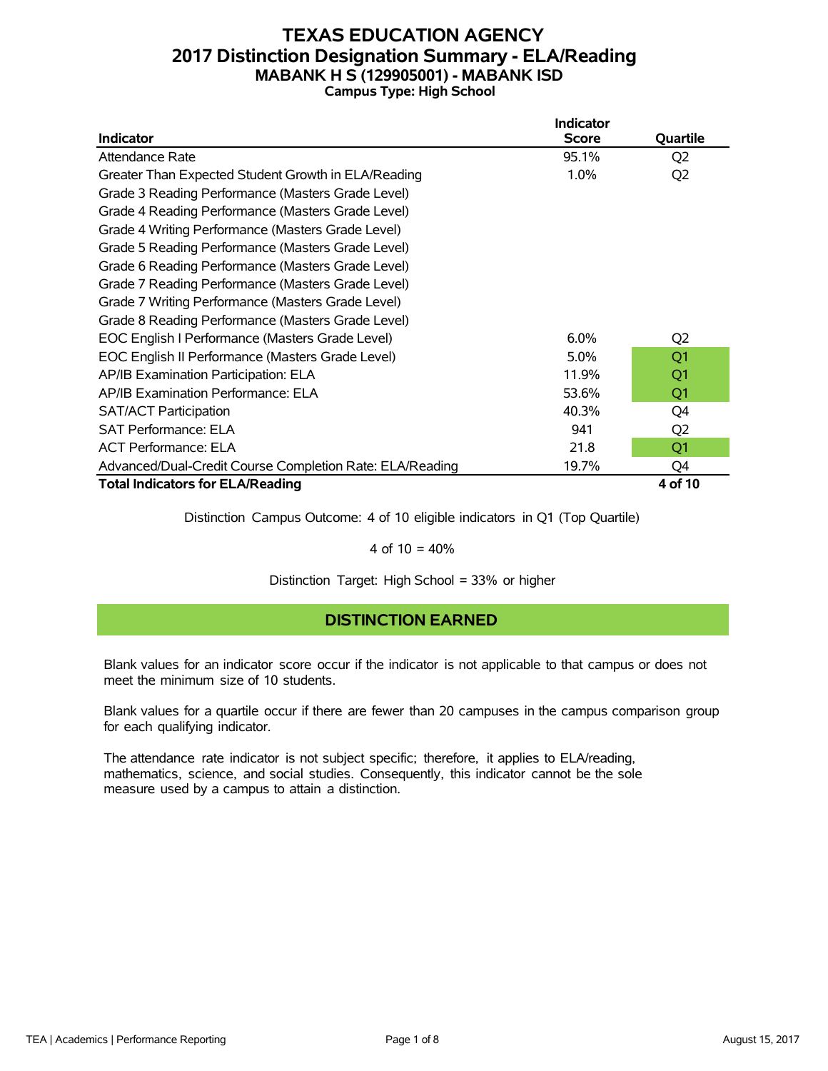# TEXAS EDUCATION AGENCY
## 2017 Distinction Designation Summary - ELA/Reading
### MABANK H S (129905001) - MABANK ISD
**Campus Type: High School**

| Indicator | Indicator Score | Quartile |
|---|---|---|
| Attendance Rate | 95.1% | Q2 |
| Greater Than Expected Student Growth in ELA/Reading | 1.0% | Q2 |
| Grade 3 Reading Performance (Masters Grade Level) | | |
| Grade 4 Reading Performance (Masters Grade Level) | | |
| Grade 4 Writing Performance (Masters Grade Level) | | |
| Grade 5 Reading Performance (Masters Grade Level) | | |
| Grade 6 Reading Performance (Masters Grade Level) | | |
| Grade 7 Reading Performance (Masters Grade Level) | | |
| Grade 7 Writing Performance (Masters Grade Level) | | |
| Grade 8 Reading Performance (Masters Grade Level) | | |
| EOC English I Performance (Masters Grade Level) | 6.0% | Q2 |
| EOC English II Performance (Masters Grade Level) | 5.0% | Q1 |
| AP/IB Examination Participation: ELA | 11.9% | Q1 |
| AP/IB Examination Performance: ELA | 53.6% | Q1 |
| SAT/ACT Participation | 40.3% | Q4 |
| SAT Performance: ELA | 941 | Q2 |
| ACT Performance: ELA | 21.8 | Q1 |
| Advanced/Dual-Credit Course Completion Rate: ELA/Reading | 19.7% | Q4 |
| **Total Indicators for ELA/Reading** | | **4 of 10** |

Distinction Campus Outcome: 4 of 10 eligible indicators in Q1 (Top Quartile)

4 of 10 = 40%

Distinction Target: High School = 33% or higher

**DISTINCTION EARNED**

Blank values for an indicator score occur if the indicator is not applicable to that campus or does not meet the minimum size of 10 students.

Blank values for a quartile occur if there are fewer than 20 campuses in the campus comparison group for each qualifying indicator.

The attendance rate indicator is not subject specific; therefore, it applies to ELA/reading, mathematics, science, and social studies. Consequently, this indicator cannot be the sole measure used by a campus to attain a distinction.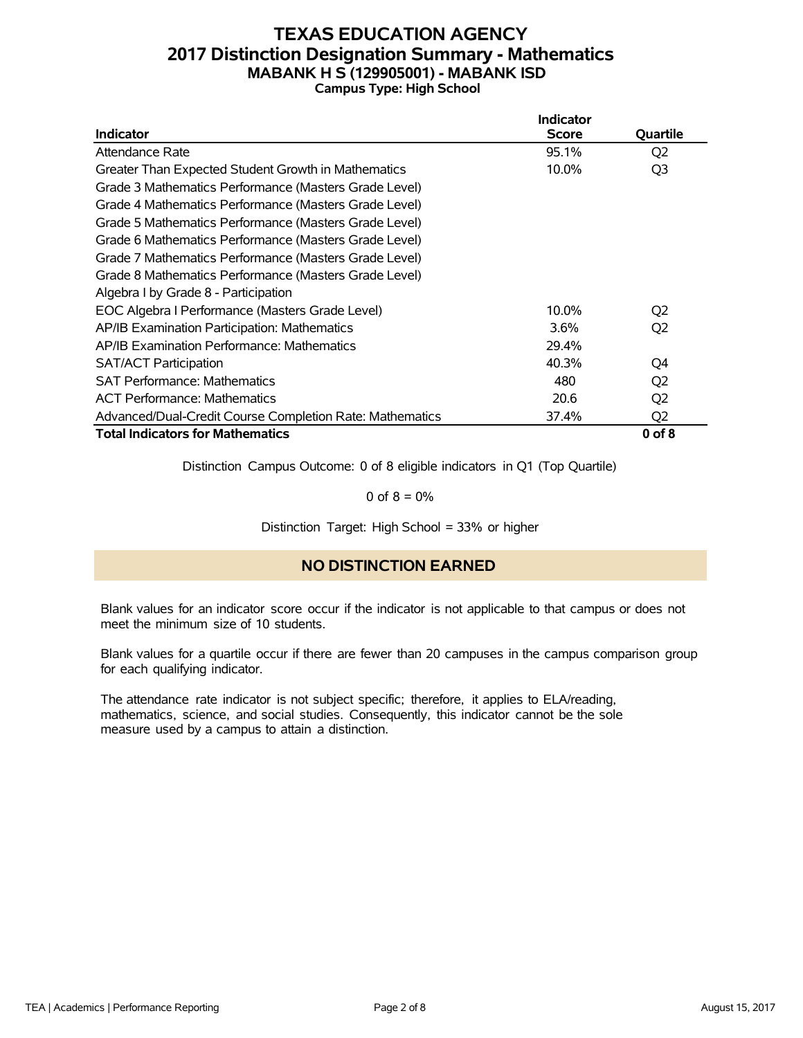# TEXAS EDUCATION AGENCY
## 2017 Distinction Designation Summary - Mathematics
### MABANK H S (129905001) - MABANK ISD
**Campus Type: High School**

| Indicator | Indicator Score | Quartile |
|---|---|---|
| Attendance Rate | 95.1% | Q2 |
| Greater Than Expected Student Growth in Mathematics | 10.0% | Q3 |
| Grade 3 Mathematics Performance (Masters Grade Level) | | |
| Grade 4 Mathematics Performance (Masters Grade Level) | | |
| Grade 5 Mathematics Performance (Masters Grade Level) | | |
| Grade 6 Mathematics Performance (Masters Grade Level) | | |
| Grade 7 Mathematics Performance (Masters Grade Level) | | |
| Grade 8 Mathematics Performance (Masters Grade Level) | | |
| Algebra I by Grade 8 - Participation | | |
| EOC Algebra I Performance (Masters Grade Level) | 10.0% | Q2 |
| AP/IB Examination Participation: Mathematics | 3.6% | Q2 |
| AP/IB Examination Performance: Mathematics | 29.4% | |
| SAT/ACT Participation | 40.3% | Q4 |
| SAT Performance: Mathematics | 480 | Q2 |
| ACT Performance: Mathematics | 20.6 | Q2 |
| Advanced/Dual-Credit Course Completion Rate: Mathematics | 37.4% | Q2 |
| **Total Indicators for Mathematics** | | **0 of 8** |

Distinction Campus Outcome: 0 of 8 eligible indicators in Q1 (Top Quartile)

0 of 8 = 0%

Distinction Target: High School = 33% or higher

**NO DISTINCTION EARNED**

Blank values for an indicator score occur if the indicator is not applicable to that campus or does not meet the minimum size of 10 students.

Blank values for a quartile occur if there are fewer than 20 campuses in the campus comparison group for each qualifying indicator.

The attendance rate indicator is not subject specific; therefore, it applies to ELA/reading, mathematics, science, and social studies. Consequently, this indicator cannot be the sole measure used by a campus to attain a distinction.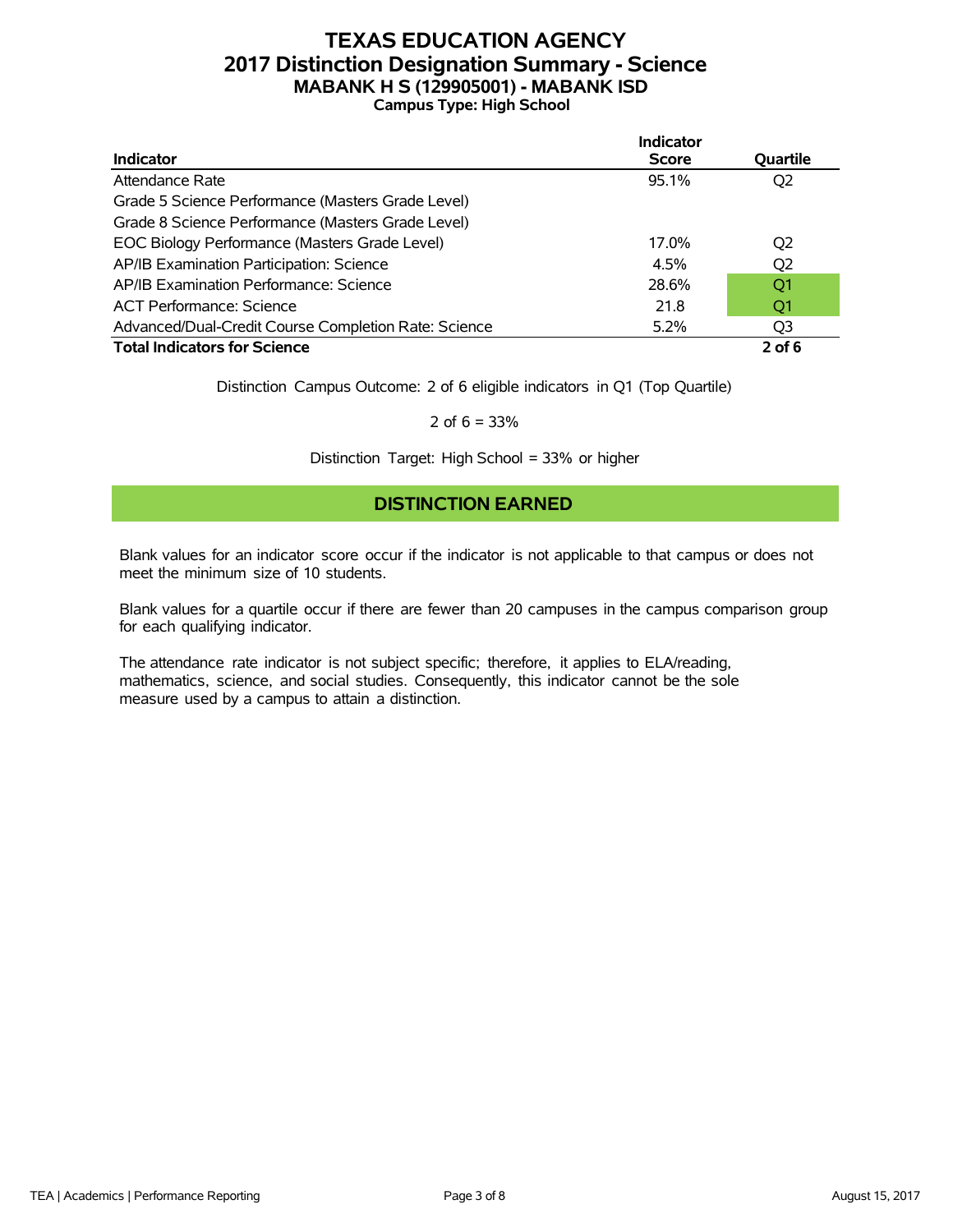# TEXAS EDUCATION AGENCY
## 2017 Distinction Designation Summary - Science
### MABANK H S (129905001) - MABANK ISD
**Campus Type: High School**

| Indicator | Indicator Score | Quartile |
|---|---|---|
| Attendance Rate | 95.1% | Q2 |
| Grade 5 Science Performance (Masters Grade Level) | | |
| Grade 8 Science Performance (Masters Grade Level) | | |
| EOC Biology Performance (Masters Grade Level) | 17.0% | Q2 |
| AP/IB Examination Participation: Science | 4.5% | Q2 |
| AP/IB Examination Performance: Science | 28.6% | Q1 |
| ACT Performance: Science | 21.8 | Q1 |
| Advanced/Dual-Credit Course Completion Rate: Science | 5.2% | Q3 |
| **Total Indicators for Science** | | **2 of 6** |

Distinction Campus Outcome: 2 of 6 eligible indicators in Q1 (Top Quartile)

2 of 6 = 33%

Distinction Target: High School = 33% or higher

**DISTINCTION EARNED**

Blank values for an indicator score occur if the indicator is not applicable to that campus or does not meet the minimum size of 10 students.

Blank values for a quartile occur if there are fewer than 20 campuses in the campus comparison group for each qualifying indicator.

The attendance rate indicator is not subject specific; therefore, it applies to ELA/reading, mathematics, science, and social studies. Consequently, this indicator cannot be the sole measure used by a campus to attain a distinction.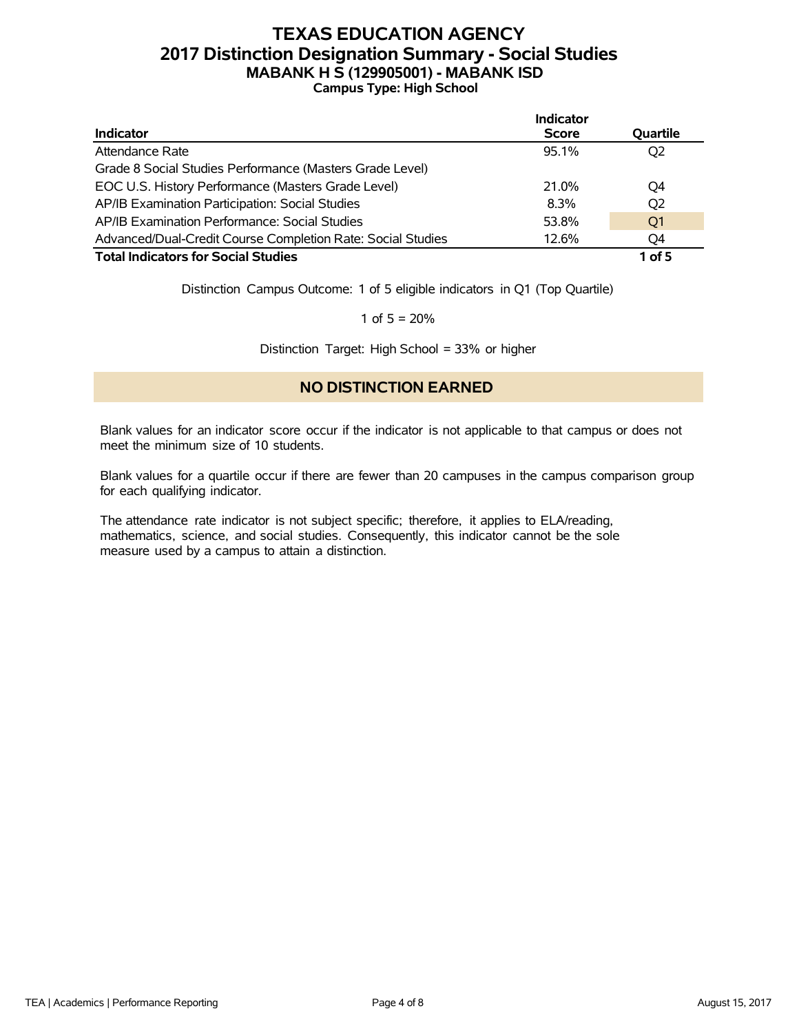# TEXAS EDUCATION AGENCY
## 2017 Distinction Designation Summary - Social Studies
### MABANK H S (129905001) - MABANK ISD
**Campus Type: High School**

| Indicator | Indicator Score | Quartile |
|---|---|---|
| Attendance Rate | 95.1% | Q2 |
| Grade 8 Social Studies Performance (Masters Grade Level) | | |
| EOC U.S. History Performance (Masters Grade Level) | 21.0% | Q4 |
| AP/IB Examination Participation: Social Studies | 8.3% | Q2 |
| AP/IB Examination Performance: Social Studies | 53.8% | Q1 |
| Advanced/Dual-Credit Course Completion Rate: Social Studies | 12.6% | Q4 |
| **Total Indicators for Social Studies** | | **1 of 5** |

Distinction Campus Outcome: 1 of 5 eligible indicators in Q1 (Top Quartile)

1 of 5 = 20%

Distinction Target: High School = 33% or higher

## NO DISTINCTION EARNED

Blank values for an indicator score occur if the indicator is not applicable to that campus or does not meet the minimum size of 10 students.

Blank values for a quartile occur if there are fewer than 20 campuses in the campus comparison group for each qualifying indicator.

The attendance rate indicator is not subject specific; therefore, it applies to ELA/reading, mathematics, science, and social studies. Consequently, this indicator cannot be the sole measure used by a campus to attain a distinction.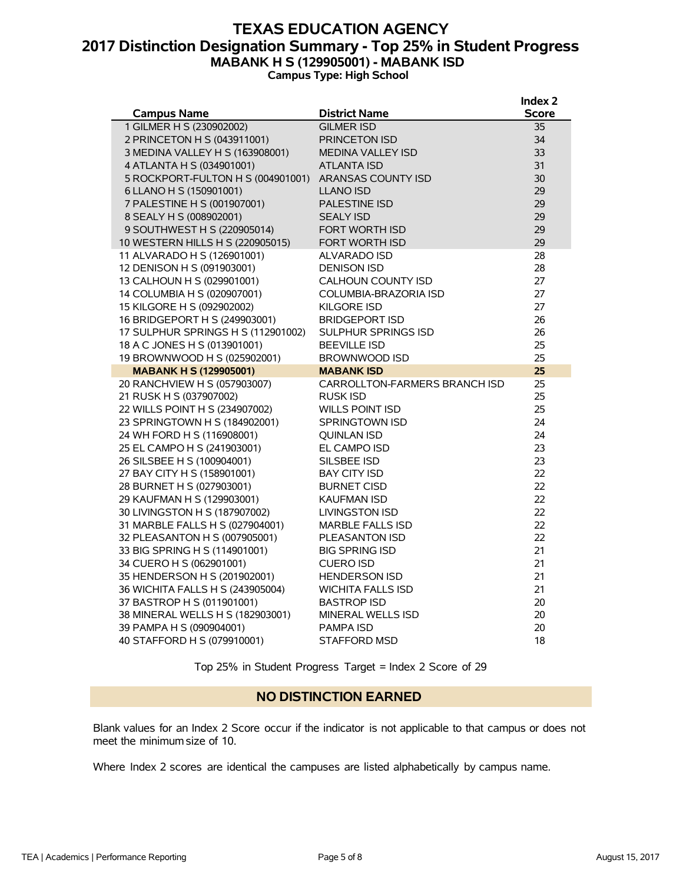# TEXAS EDUCATION AGENCY

## 2017 Distinction Designation Summary - Top 25% in Student Progress

### MABANK H S (129905001) - MABANK ISD

**Campus Type: High School**

| Campus Name | District Name | Index 2 Score |
|---|---|---|
| 1 GILMER H S (230902002) | GILMER ISD | 35 |
| 2 PRINCETON H S (043911001) | PRINCETON ISD | 34 |
| 3 MEDINA VALLEY H S (163908001) | MEDINA VALLEY ISD | 33 |
| 4 ATLANTA H S (034901001) | ATLANTA ISD | 31 |
| 5 ROCKPORT-FULTON H S (004901001) | ARANSAS COUNTY ISD | 30 |
| 6 LLANO H S (150901001) | LLANO ISD | 29 |
| 7 PALESTINE H S (001907001) | PALESTINE ISD | 29 |
| 8 SEALY H S (008902001) | SEALY ISD | 29 |
| 9 SOUTHWEST H S (220905014) | FORT WORTH ISD | 29 |
| 10 WESTERN HILLS H S (220905015) | FORT WORTH ISD | 29 |
| 11 ALVARADO H S (126901001) | ALVARADO ISD | 28 |
| 12 DENISON H S (091903001) | DENISON ISD | 28 |
| 13 CALHOUN H S (029901001) | CALHOUN COUNTY ISD | 27 |
| 14 COLUMBIA H S (020907001) | COLUMBIA-BRAZORIA ISD | 27 |
| 15 KILGORE H S (092902002) | KILGORE ISD | 27 |
| 16 BRIDGEPORT H S (249903001) | BRIDGEPORT ISD | 26 |
| 17 SULPHUR SPRINGS H S (112901002) | SULPHUR SPRINGS ISD | 26 |
| 18 A C JONES H S (013901001) | BEEVILLE ISD | 25 |
| 19 BROWNWOOD H S (025902001) | BROWNWOOD ISD | 25 |
| **MABANK H S (129905001)** | **MABANK ISD** | **25** |
| 20 RANCHVIEW H S (057903007) | CARROLLTON-FARMERS BRANCH ISD | 25 |
| 21 RUSK H S (037907002) | RUSK ISD | 25 |
| 22 WILLS POINT H S (234907002) | WILLS POINT ISD | 25 |
| 23 SPRINGTOWN H S (184902001) | SPRINGTOWN ISD | 24 |
| 24 WH FORD H S (116908001) | QUINLAN ISD | 24 |
| 25 EL CAMPO H S (241903001) | EL CAMPO ISD | 23 |
| 26 SILSBEE H S (100904001) | SILSBEE ISD | 23 |
| 27 BAY CITY H S (158901001) | BAY CITY ISD | 22 |
| 28 BURNET H S (027903001) | BURNET CISD | 22 |
| 29 KAUFMAN H S (129903001) | KAUFMAN ISD | 22 |
| 30 LIVINGSTON H S (187907002) | LIVINGSTON ISD | 22 |
| 31 MARBLE FALLS H S (027904001) | MARBLE FALLS ISD | 22 |
| 32 PLEASANTON H S (007905001) | PLEASANTON ISD | 22 |
| 33 BIG SPRING H S (114901001) | BIG SPRING ISD | 21 |
| 34 CUERO H S (062901001) | CUERO ISD | 21 |
| 35 HENDERSON H S (201902001) | HENDERSON ISD | 21 |
| 36 WICHITA FALLS H S (243905004) | WICHITA FALLS ISD | 21 |
| 37 BASTROP H S (011901001) | BASTROP ISD | 20 |
| 38 MINERAL WELLS H S (182903001) | MINERAL WELLS ISD | 20 |
| 39 PAMPA H S (090904001) | PAMPA ISD | 20 |
| 40 STAFFORD H S (079910001) | STAFFORD MSD | 18 |

Top 25% in Student Progress Target = Index 2 Score of 29

**NO DISTINCTION EARNED**

Blank values for an Index 2 Score occur if the indicator is not applicable to that campus or does not meet the minimum size of 10.

Where Index 2 scores are identical the campuses are listed alphabetically by campus name.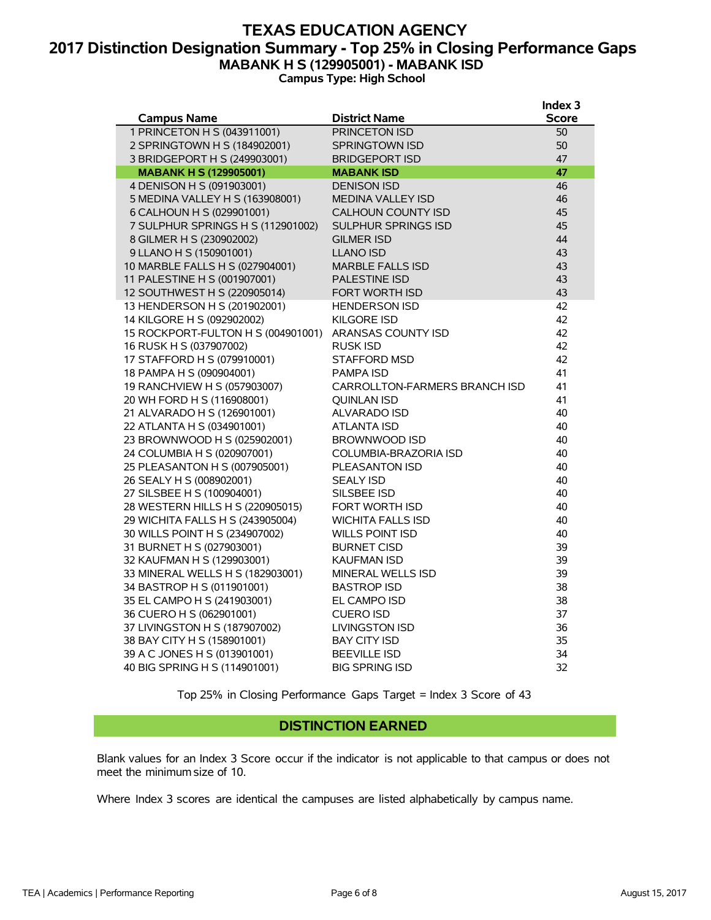# TEXAS EDUCATION AGENCY

## 2017 Distinction Designation Summary - Top 25% in Closing Performance Gaps

### MABANK H S (129905001) - MABANK ISD

**Campus Type: High School**

| Campus Name | District Name | Index 3 Score |
|---|---|---|
| 1 PRINCETON H S (043911001) | PRINCETON ISD | 50 |
| 2 SPRINGTOWN H S (184902001) | SPRINGTOWN ISD | 50 |
| 3 BRIDGEPORT H S (249903001) | BRIDGEPORT ISD | 47 |
| **MABANK H S (129905001)** | **MABANK ISD** | **47** |
| 4 DENISON H S (091903001) | DENISON ISD | 46 |
| 5 MEDINA VALLEY H S (163908001) | MEDINA VALLEY ISD | 46 |
| 6 CALHOUN H S (029901001) | CALHOUN COUNTY ISD | 45 |
| 7 SULPHUR SPRINGS H S (112901002) | SULPHUR SPRINGS ISD | 45 |
| 8 GILMER H S (230902002) | GILMER ISD | 44 |
| 9 LLANO H S (150901001) | LLANO ISD | 43 |
| 10 MARBLE FALLS H S (027904001) | MARBLE FALLS ISD | 43 |
| 11 PALESTINE H S (001907001) | PALESTINE ISD | 43 |
| 12 SOUTHWEST H S (220905014) | FORT WORTH ISD | 43 |
| 13 HENDERSON H S (201902001) | HENDERSON ISD | 42 |
| 14 KILGORE H S (092902002) | KILGORE ISD | 42 |
| 15 ROCKPORT-FULTON H S (004901001) | ARANSAS COUNTY ISD | 42 |
| 16 RUSK H S (037907002) | RUSK ISD | 42 |
| 17 STAFFORD H S (079910001) | STAFFORD MSD | 42 |
| 18 PAMPA H S (090904001) | PAMPA ISD | 41 |
| 19 RANCHVIEW H S (057903007) | CARROLLTON-FARMERS BRANCH ISD | 41 |
| 20 WH FORD H S (116908001) | QUINLAN ISD | 41 |
| 21 ALVARADO H S (126901001) | ALVARADO ISD | 40 |
| 22 ATLANTA H S (034901001) | ATLANTA ISD | 40 |
| 23 BROWNWOOD H S (025902001) | BROWNWOOD ISD | 40 |
| 24 COLUMBIA H S (020907001) | COLUMBIA-BRAZORIA ISD | 40 |
| 25 PLEASANTON H S (007905001) | PLEASANTON ISD | 40 |
| 26 SEALY H S (008902001) | SEALY ISD | 40 |
| 27 SILSBEE H S (100904001) | SILSBEE ISD | 40 |
| 28 WESTERN HILLS H S (220905015) | FORT WORTH ISD | 40 |
| 29 WICHITA FALLS H S (243905004) | WICHITA FALLS ISD | 40 |
| 30 WILLS POINT H S (234907002) | WILLS POINT ISD | 40 |
| 31 BURNET H S (027903001) | BURNET CISD | 39 |
| 32 KAUFMAN H S (129903001) | KAUFMAN ISD | 39 |
| 33 MINERAL WELLS H S (182903001) | MINERAL WELLS ISD | 39 |
| 34 BASTROP H S (011901001) | BASTROP ISD | 38 |
| 35 EL CAMPO H S (241903001) | EL CAMPO ISD | 38 |
| 36 CUERO H S (062901001) | CUERO ISD | 37 |
| 37 LIVINGSTON H S (187907002) | LIVINGSTON ISD | 36 |
| 38 BAY CITY H S (158901001) | BAY CITY ISD | 35 |
| 39 A C JONES H S (013901001) | BEEVILLE ISD | 34 |
| 40 BIG SPRING H S (114901001) | BIG SPRING ISD | 32 |

Top 25% in Closing Performance Gaps Target = Index 3 Score of 43

**DISTINCTION EARNED**

Blank values for an Index 3 Score occur if the indicator is not applicable to that campus or does not meet the minimum size of 10.

Where Index 3 scores are identical the campuses are listed alphabetically by campus name.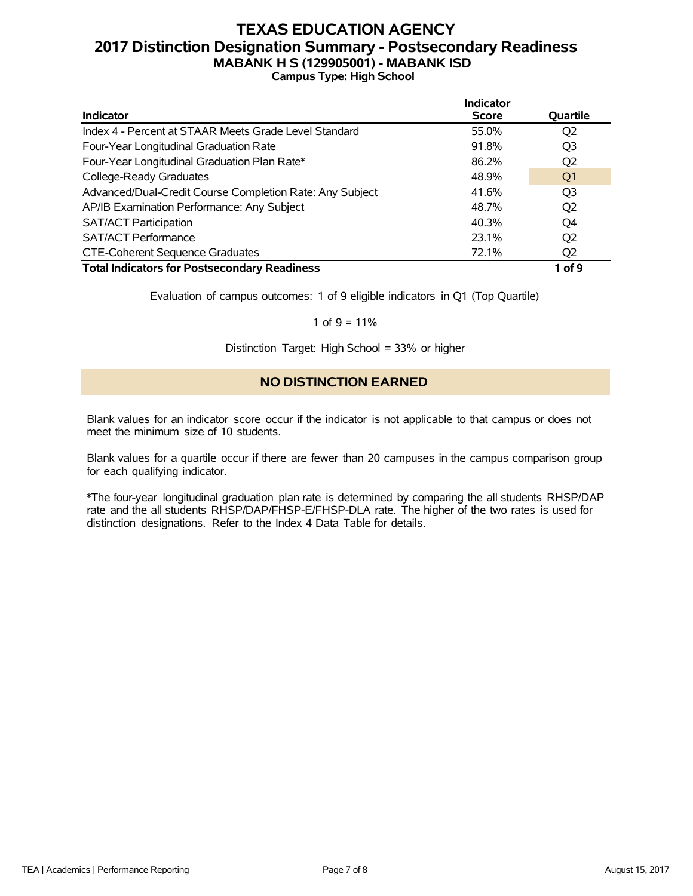# TEXAS EDUCATION AGENCY
## 2017 Distinction Designation Summary - Postsecondary Readiness
### MABANK H S (129905001) - MABANK ISD
**Campus Type: High School**

| Indicator | Indicator Score | Quartile |
|---|---|---|
| Index 4 - Percent at STAAR Meets Grade Level Standard | 55.0% | Q2 |
| Four-Year Longitudinal Graduation Rate | 91.8% | Q3 |
| Four-Year Longitudinal Graduation Plan Rate* | 86.2% | Q2 |
| College-Ready Graduates | 48.9% | Q1 |
| Advanced/Dual-Credit Course Completion Rate: Any Subject | 41.6% | Q3 |
| AP/IB Examination Performance: Any Subject | 48.7% | Q2 |
| SAT/ACT Participation | 40.3% | Q4 |
| SAT/ACT Performance | 23.1% | Q2 |
| CTE-Coherent Sequence Graduates | 72.1% | Q2 |
| **Total Indicators for Postsecondary Readiness** | | **1 of 9** |

Evaluation of campus outcomes: 1 of 9 eligible indicators in Q1 (Top Quartile)

1 of 9 = 11%

Distinction Target: High School = 33% or higher

**NO DISTINCTION EARNED**

Blank values for an indicator score occur if the indicator is not applicable to that campus or does not meet the minimum size of 10 students.

Blank values for a quartile occur if there are fewer than 20 campuses in the campus comparison group for each qualifying indicator.

*The four-year longitudinal graduation plan rate is determined by comparing the all students RHSP/DAP rate and the all students RHSP/DAP/FHSP-E/FHSP-DLA rate. The higher of the two rates is used for distinction designations. Refer to the Index 4 Data Table for details.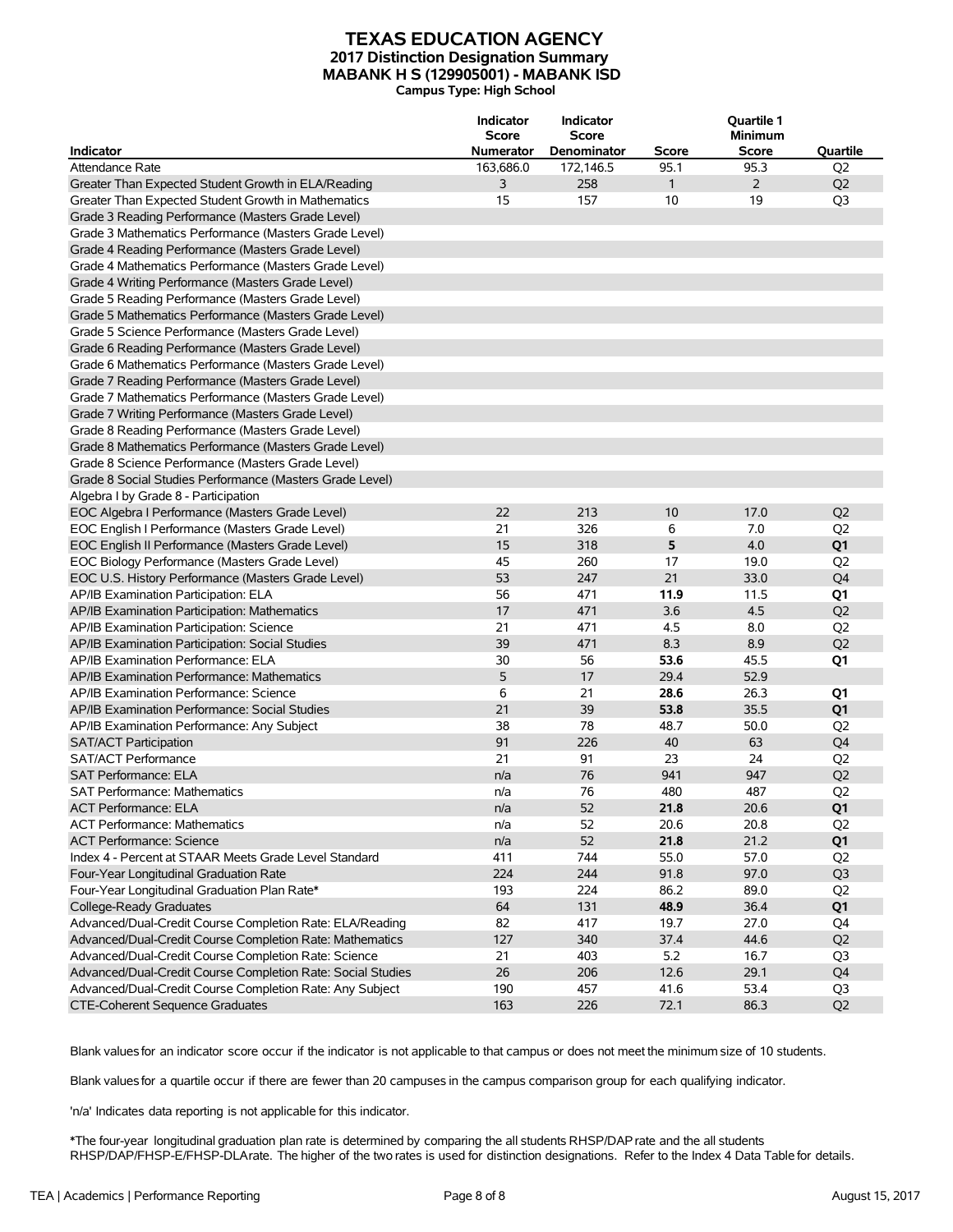# TEXAS EDUCATION AGENCY
## 2017 Distinction Designation Summary
## MABANK H S (129905001) - MABANK ISD
**Campus Type: High School**

| Indicator | Indicator Score Numerator | Indicator Score Denominator | Score | Quartile 1 Minimum Score | Quartile |
|---|---|---|---|---|---|
| Attendance Rate | 163,686.0 | 172,146.5 | 95.1 | 95.3 | Q2 |
| Greater Than Expected Student Growth in ELA/Reading | 3 | 258 | 1 | 2 | Q2 |
| Greater Than Expected Student Growth in Mathematics | 15 | 157 | 10 | 19 | Q3 |
| Grade 3 Reading Performance (Masters Grade Level) | | | | | |
| Grade 3 Mathematics Performance (Masters Grade Level) | | | | | |
| Grade 4 Reading Performance (Masters Grade Level) | | | | | |
| Grade 4 Mathematics Performance (Masters Grade Level) | | | | | |
| Grade 4 Writing Performance (Masters Grade Level) | | | | | |
| Grade 5 Reading Performance (Masters Grade Level) | | | | | |
| Grade 5 Mathematics Performance (Masters Grade Level) | | | | | |
| Grade 5 Science Performance (Masters Grade Level) | | | | | |
| Grade 6 Reading Performance (Masters Grade Level) | | | | | |
| Grade 6 Mathematics Performance (Masters Grade Level) | | | | | |
| Grade 7 Reading Performance (Masters Grade Level) | | | | | |
| Grade 7 Mathematics Performance (Masters Grade Level) | | | | | |
| Grade 7 Writing Performance (Masters Grade Level) | | | | | |
| Grade 8 Reading Performance (Masters Grade Level) | | | | | |
| Grade 8 Mathematics Performance (Masters Grade Level) | | | | | |
| Grade 8 Science Performance (Masters Grade Level) | | | | | |
| Grade 8 Social Studies Performance (Masters Grade Level) | | | | | |
| Algebra I by Grade 8 - Participation | | | | | |
| EOC Algebra I Performance (Masters Grade Level) | 22 | 213 | 10 | 17.0 | Q2 |
| EOC English I Performance (Masters Grade Level) | 21 | 326 | 6 | 7.0 | Q2 |
| EOC English II Performance (Masters Grade Level) | 15 | 318 | **5** | 4.0 | **Q1** |
| EOC Biology Performance (Masters Grade Level) | 45 | 260 | 17 | 19.0 | Q2 |
| EOC U.S. History Performance (Masters Grade Level) | 53 | 247 | 21 | 33.0 | Q4 |
| AP/IB Examination Participation: ELA | 56 | 471 | **11.9** | 11.5 | **Q1** |
| AP/IB Examination Participation: Mathematics | 17 | 471 | 3.6 | 4.5 | Q2 |
| AP/IB Examination Participation: Science | 21 | 471 | 4.5 | 8.0 | Q2 |
| AP/IB Examination Participation: Social Studies | 39 | 471 | 8.3 | 8.9 | Q2 |
| AP/IB Examination Performance: ELA | 30 | 56 | **53.6** | 45.5 | **Q1** |
| AP/IB Examination Performance: Mathematics | 5 | 17 | 29.4 | 52.9 | |
| AP/IB Examination Performance: Science | 6 | 21 | **28.6** | 26.3 | **Q1** |
| AP/IB Examination Performance: Social Studies | 21 | 39 | **53.8** | 35.5 | **Q1** |
| AP/IB Examination Performance: Any Subject | 38 | 78 | 48.7 | 50.0 | Q2 |
| SAT/ACT Participation | 91 | 226 | 40 | 63 | Q4 |
| SAT/ACT Performance | 21 | 91 | 23 | 24 | Q2 |
| SAT Performance: ELA | n/a | 76 | 941 | 947 | Q2 |
| SAT Performance: Mathematics | n/a | 76 | 480 | 487 | Q2 |
| ACT Performance: ELA | n/a | 52 | **21.8** | 20.6 | **Q1** |
| ACT Performance: Mathematics | n/a | 52 | 20.6 | 20.8 | Q2 |
| ACT Performance: Science | n/a | 52 | **21.8** | 21.2 | **Q1** |
| Index 4 - Percent at STAAR Meets Grade Level Standard | 411 | 744 | 55.0 | 57.0 | Q2 |
| Four-Year Longitudinal Graduation Rate | 224 | 244 | 91.8 | 97.0 | Q3 |
| Four-Year Longitudinal Graduation Plan Rate* | 193 | 224 | 86.2 | 89.0 | Q2 |
| College-Ready Graduates | 64 | 131 | **48.9** | 36.4 | **Q1** |
| Advanced/Dual-Credit Course Completion Rate: ELA/Reading | 82 | 417 | 19.7 | 27.0 | Q4 |
| Advanced/Dual-Credit Course Completion Rate: Mathematics | 127 | 340 | 37.4 | 44.6 | Q2 |
| Advanced/Dual-Credit Course Completion Rate: Science | 21 | 403 | 5.2 | 16.7 | Q3 |
| Advanced/Dual-Credit Course Completion Rate: Social Studies | 26 | 206 | 12.6 | 29.1 | Q4 |
| Advanced/Dual-Credit Course Completion Rate: Any Subject | 190 | 457 | 41.6 | 53.4 | Q3 |
| CTE-Coherent Sequence Graduates | 163 | 226 | 72.1 | 86.3 | Q2 |

Blank values for an indicator score occur if the indicator is not applicable to that campus or does not meet the minimum size of 10 students.

Blank values for a quartile occur if there are fewer than 20 campuses in the campus comparison group for each qualifying indicator.

'n/a' Indicates data reporting is not applicable for this indicator.

*The four-year longitudinal graduation plan rate is determined by comparing the all students RHSP/DAP rate and the all students RHSP/DAP/FHSP-E/FHSP-DLA rate. The higher of the two rates is used for distinction designations. Refer to the Index 4 Data Table for details.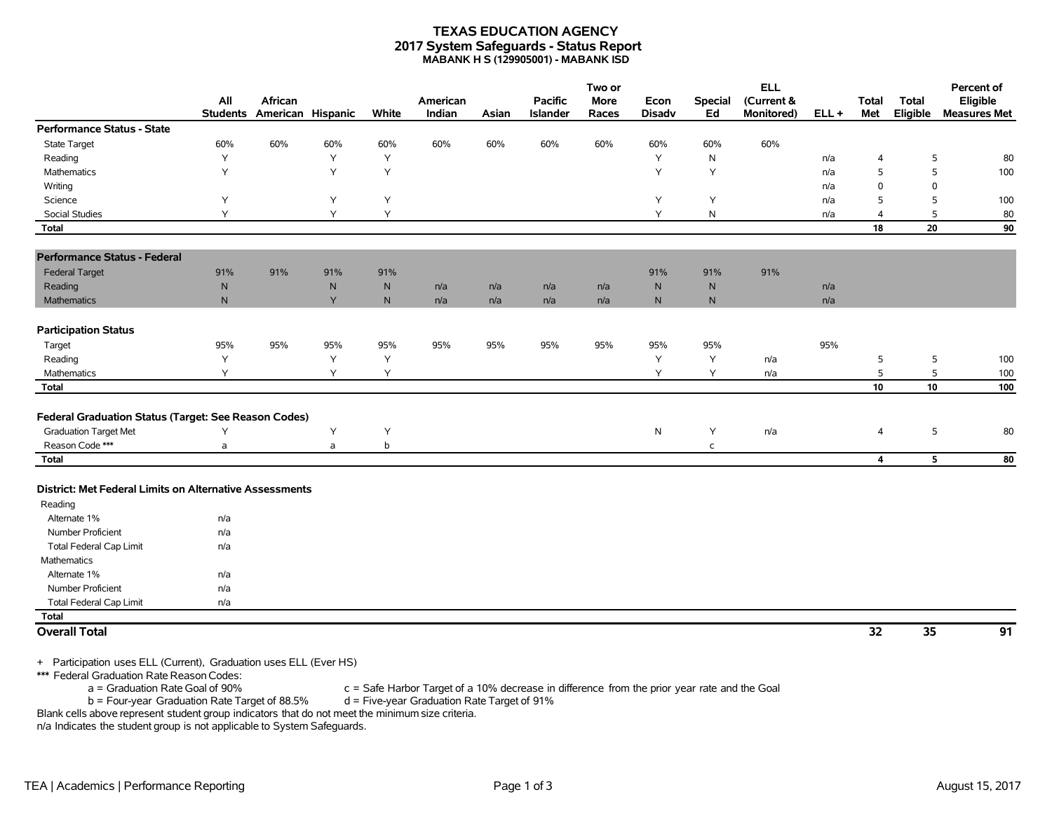# TEXAS EDUCATION AGENCY
## 2017 System Safeguards - Status Report
### MABANK H S (129905001) - MABANK ISD

| | All Students | African American | Hispanic | White | American Indian | Asian | Pacific Islander | Two or More Races | Econ Disadv | Special Ed | ELL (Current & Monitored) | ELL + | Total Met | Total Eligible | Percent of Eligible Measures Met |
|---|---|---|---|---|---|---|---|---|---|---|---|---|---|---|---|
| **Performance Status - State** | | | | | | | | | | | | | | | |
| State Target | 60% | 60% | 60% | 60% | 60% | 60% | 60% | 60% | 60% | 60% | 60% | | | | |
| Reading | Y | | Y | Y | | | | | Y | N | | n/a | 4 | 5 | 80 |
| Mathematics | Y | | Y | Y | | | | | Y | Y | | n/a | 5 | 5 | 100 |
| Writing | | | | | | | | | | | | n/a | 0 | 0 | |
| Science | Y | | Y | Y | | | | | Y | Y | | n/a | 5 | 5 | 100 |
| Social Studies | Y | | Y | Y | | | | | Y | N | | n/a | 4 | 5 | 80 |
| **Total** | | | | | | | | | | | | | **18** | **20** | **90** |
| **Performance Status - Federal** | | | | | | | | | | | | | | | |
| Federal Target | 91% | 91% | 91% | 91% | | | | | 91% | 91% | 91% | | | | |
| Reading | N | | N | N | n/a | n/a | n/a | n/a | N | N | | n/a | | | |
| Mathematics | N | | Y | N | n/a | n/a | n/a | n/a | N | N | | n/a | | | |
| **Participation Status** | | | | | | | | | | | | | | | |
| Target | 95% | 95% | 95% | 95% | 95% | 95% | 95% | 95% | 95% | 95% | | 95% | | | |
| Reading | Y | | Y | Y | | | | | Y | Y | n/a | | 5 | 5 | 100 |
| Mathematics | Y | | Y | Y | | | | | Y | Y | n/a | | 5 | 5 | 100 |
| **Total** | | | | | | | | | | | | | **10** | **10** | **100** |
| **Federal Graduation Status (Target: See Reason Codes)** | | | | | | | | | | | | | | | |
| Graduation Target Met | Y | | Y | Y | | | | | N | Y | n/a | | 4 | 5 | 80 |
| Reason Code *** | a | | a | b | | | | | | c | | | | | |
| **Total** | | | | | | | | | | | | | **4** | **5** | **80** |
| **District: Met Federal Limits on Alternative Assessments** | | | | | | | | | | | | | | | |
| Reading | | | | | | | | | | | | | | | |
| Alternate 1% | n/a | | | | | | | | | | | | | | |
| Number Proficient | n/a | | | | | | | | | | | | | | |
| Total Federal Cap Limit | n/a | | | | | | | | | | | | | | |
| Mathematics | | | | | | | | | | | | | | | |
| Alternate 1% | n/a | | | | | | | | | | | | | | |
| Number Proficient | n/a | | | | | | | | | | | | | | |
| Total Federal Cap Limit | n/a | | | | | | | | | | | | | | |
| **Total** | | | | | | | | | | | | | | | |
| **Overall Total** | | | | | | | | | | | | | **32** | **35** | **91** |

\+ Participation uses ELL (Current), Graduation uses ELL (Ever HS)

*** Federal Graduation Rate Reason Codes:

- a = Graduation Rate Goal of 90%
- b = Four-year Graduation Rate Target of 88.5%
- c = Safe Harbor Target of a 10% decrease in difference from the prior year rate and the Goal
- d = Five-year Graduation Rate Target of 91%

Blank cells above represent student group indicators that do not meet the minimum size criteria.

n/a Indicates the student group is not applicable to System Safeguards.

TEA | Academics | Performance Reporting

August 15, 2017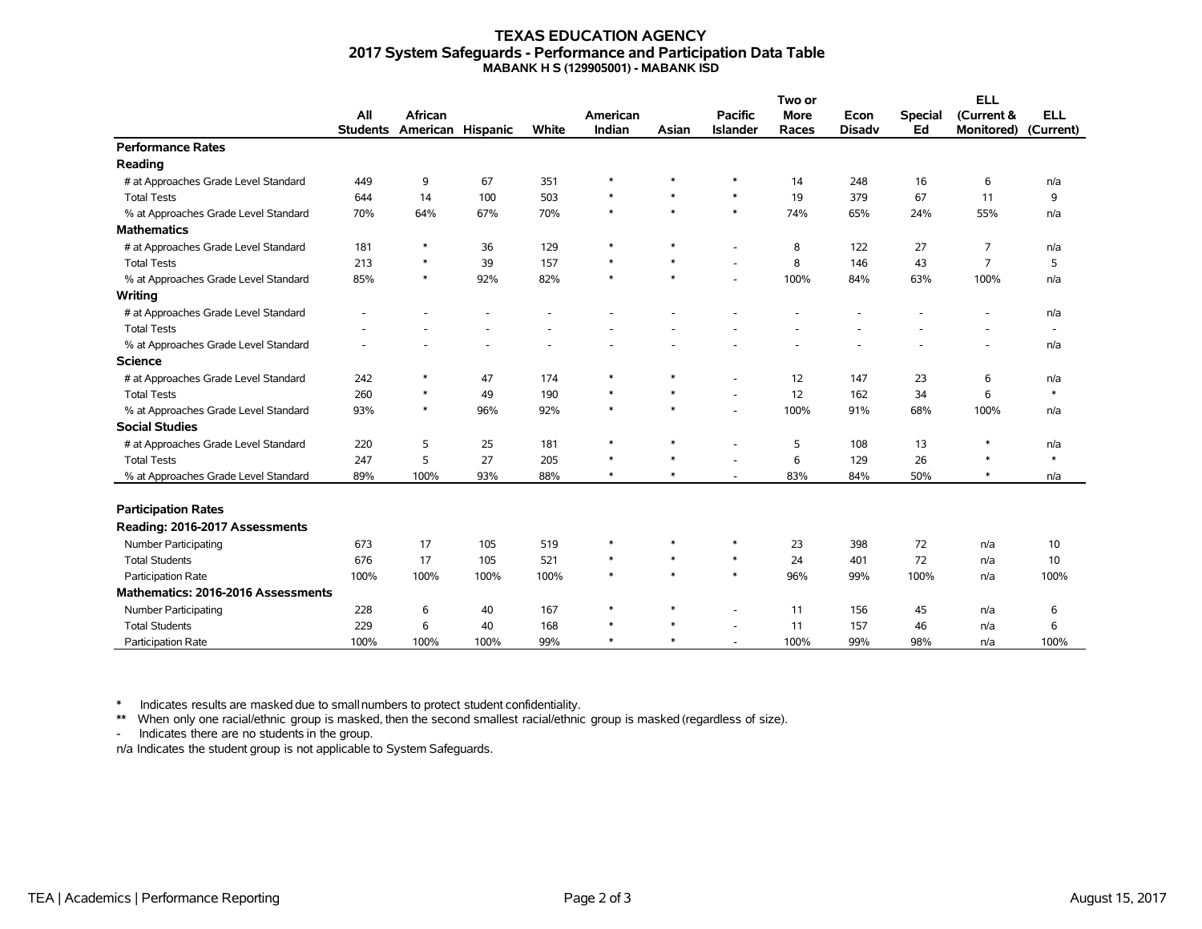# TEXAS EDUCATION AGENCY
## 2017 System Safeguards - Performance and Participation Data Table
### MABANK H S (129905001) - MABANK ISD

| | All Students | African American | Hispanic | White | American Indian | Asian | Pacific Islander | Two or More Races | Econ Disadv | Special Ed | ELL (Current & Monitored) | ELL (Current) |
|---|---|---|---|---|---|---|---|---|---|---|---|---|
| **Performance Rates** | | | | | | | | | | | | |
| **Reading** | | | | | | | | | | | | |
| # at Approaches Grade Level Standard | 449 | 9 | 67 | 351 | * | * | * | 14 | 248 | 16 | 6 | n/a |
| Total Tests | 644 | 14 | 100 | 503 | * | * | * | 19 | 379 | 67 | 11 | 9 |
| % at Approaches Grade Level Standard | 70% | 64% | 67% | 70% | * | * | * | 74% | 65% | 24% | 55% | n/a |
| **Mathematics** | | | | | | | | | | | | |
| # at Approaches Grade Level Standard | 181 | * | 36 | 129 | * | * | - | 8 | 122 | 27 | 7 | n/a |
| Total Tests | 213 | * | 39 | 157 | * | * | - | 8 | 146 | 43 | 7 | 5 |
| % at Approaches Grade Level Standard | 85% | * | 92% | 82% | * | * | - | 100% | 84% | 63% | 100% | n/a |
| **Writing** | | | | | | | | | | | | |
| # at Approaches Grade Level Standard | - | - | - | - | - | - | - | - | - | - | - | n/a |
| Total Tests | - | - | - | - | - | - | - | - | - | - | - | - |
| % at Approaches Grade Level Standard | - | - | - | - | - | - | - | - | - | - | - | n/a |
| **Science** | | | | | | | | | | | | |
| # at Approaches Grade Level Standard | 242 | * | 47 | 174 | * | * | - | 12 | 147 | 23 | 6 | n/a |
| Total Tests | 260 | * | 49 | 190 | * | * | - | 12 | 162 | 34 | 6 | * |
| % at Approaches Grade Level Standard | 93% | * | 96% | 92% | * | * | - | 100% | 91% | 68% | 100% | n/a |
| **Social Studies** | | | | | | | | | | | | |
| # at Approaches Grade Level Standard | 220 | 5 | 25 | 181 | * | * | - | 5 | 108 | 13 | * | n/a |
| Total Tests | 247 | 5 | 27 | 205 | * | * | - | 6 | 129 | 26 | * | * |
| % at Approaches Grade Level Standard | 89% | 100% | 93% | 88% | * | * | - | 83% | 84% | 50% | * | n/a |
| **Participation Rates** | | | | | | | | | | | | |
| **Reading: 2016-2017 Assessments** | | | | | | | | | | | | |
| Number Participating | 673 | 17 | 105 | 519 | * | * | * | 23 | 398 | 72 | n/a | 10 |
| Total Students | 676 | 17 | 105 | 521 | * | * | * | 24 | 401 | 72 | n/a | 10 |
| Participation Rate | 100% | 100% | 100% | 100% | * | * | * | 96% | 99% | 100% | n/a | 100% |
| **Mathematics: 2016-2016 Assessments** | | | | | | | | | | | | |
| Number Participating | 228 | 6 | 40 | 167 | * | * | - | 11 | 156 | 45 | n/a | 6 |
| Total Students | 229 | 6 | 40 | 168 | * | * | - | 11 | 157 | 46 | n/a | 6 |
| Participation Rate | 100% | 100% | 100% | 99% | * | * | - | 100% | 99% | 98% | n/a | 100% |

\* Indicates results are masked due to small numbers to protect student confidentiality.

** When only one racial/ethnic group is masked, then the second smallest racial/ethnic group is masked (regardless of size).

\- Indicates there are no students in the group.

n/a Indicates the student group is not applicable to System Safeguards.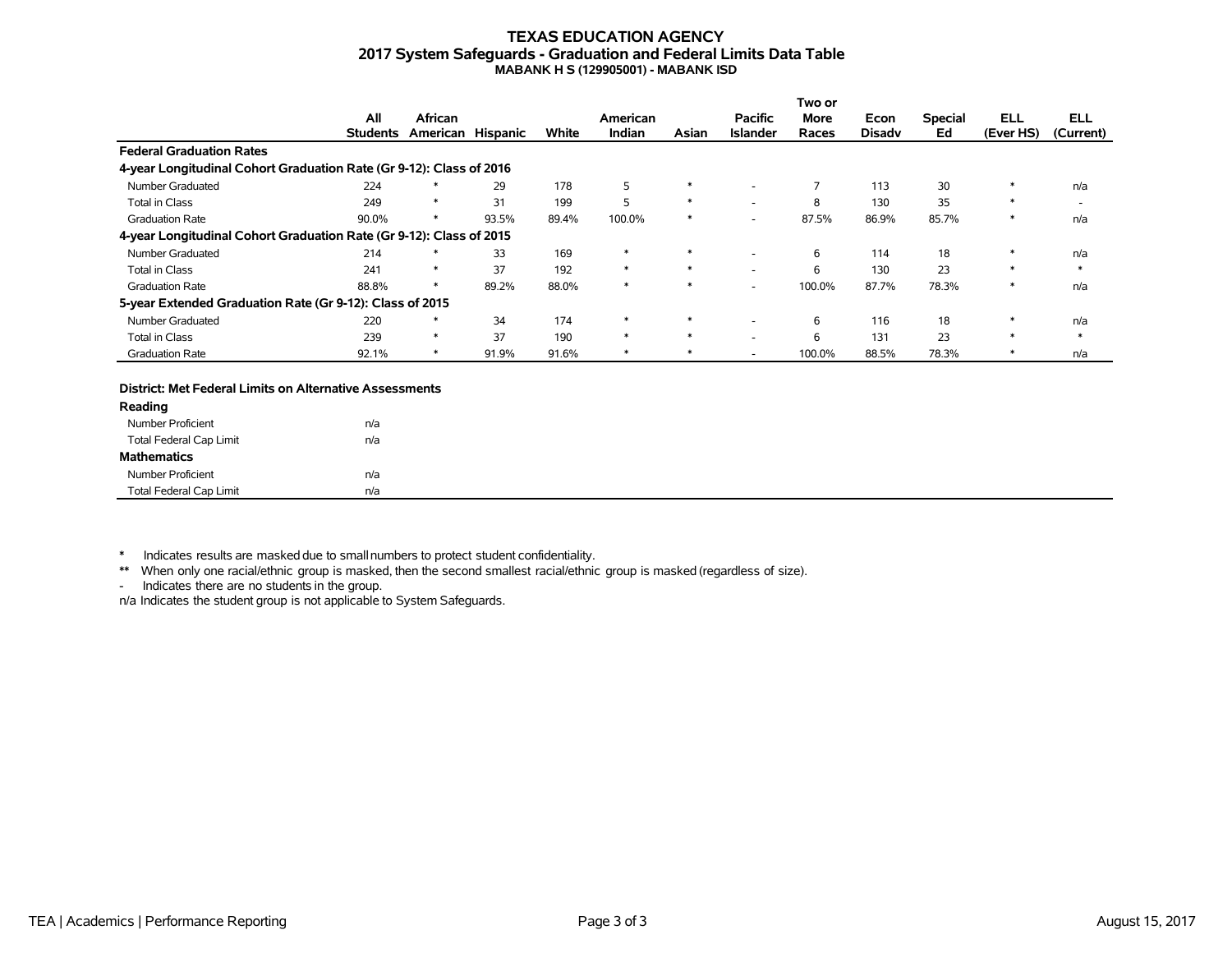# TEXAS EDUCATION AGENCY
## 2017 System Safeguards - Graduation and Federal Limits Data Table
### MABANK H S (129905001) - MABANK ISD

| | All Students | African American | Hispanic | White | American Indian | Asian | Pacific Islander | Two or More Races | Econ Disadv | Special Ed | ELL (Ever HS) | ELL (Current) |
|---|---|---|---|---|---|---|---|---|---|---|---|---|
| **Federal Graduation Rates** | | | | | | | | | | | | |
| **4-year Longitudinal Cohort Graduation Rate (Gr 9-12): Class of 2016** | | | | | | | | | | | | |
| Number Graduated | 224 | * | 29 | 178 | 5 | * | - | 7 | 113 | 30 | * | n/a |
| Total in Class | 249 | * | 31 | 199 | 5 | * | - | 8 | 130 | 35 | * | - |
| Graduation Rate | 90.0% | * | 93.5% | 89.4% | 100.0% | * | - | 87.5% | 86.9% | 85.7% | * | n/a |
| **4-year Longitudinal Cohort Graduation Rate (Gr 9-12): Class of 2015** | | | | | | | | | | | | |
| Number Graduated | 214 | * | 33 | 169 | * | * | - | 6 | 114 | 18 | * | n/a |
| Total in Class | 241 | * | 37 | 192 | * | * | - | 6 | 130 | 23 | * | * |
| Graduation Rate | 88.8% | * | 89.2% | 88.0% | * | * | - | 100.0% | 87.7% | 78.3% | * | n/a |
| **5-year Extended Graduation Rate (Gr 9-12): Class of 2015** | | | | | | | | | | | | |
| Number Graduated | 220 | * | 34 | 174 | * | * | - | 6 | 116 | 18 | * | n/a |
| Total in Class | 239 | * | 37 | 190 | * | * | - | 6 | 131 | 23 | * | * |
| Graduation Rate | 92.1% | * | 91.9% | 91.6% | * | * | - | 100.0% | 88.5% | 78.3% | * | n/a |

| District: Met Federal Limits on Alternative Assessments | |
|---|---|
| **Reading** | |
| Number Proficient | n/a |
| Total Federal Cap Limit | n/a |
| **Mathematics** | |
| Number Proficient | n/a |
| Total Federal Cap Limit | n/a |

\* Indicates results are masked due to small numbers to protect student confidentiality.

** When only one racial/ethnic group is masked, then the second smallest racial/ethnic group is masked (regardless of size).

\- Indicates there are no students in the group.

n/a Indicates the student group is not applicable to System Safeguards.